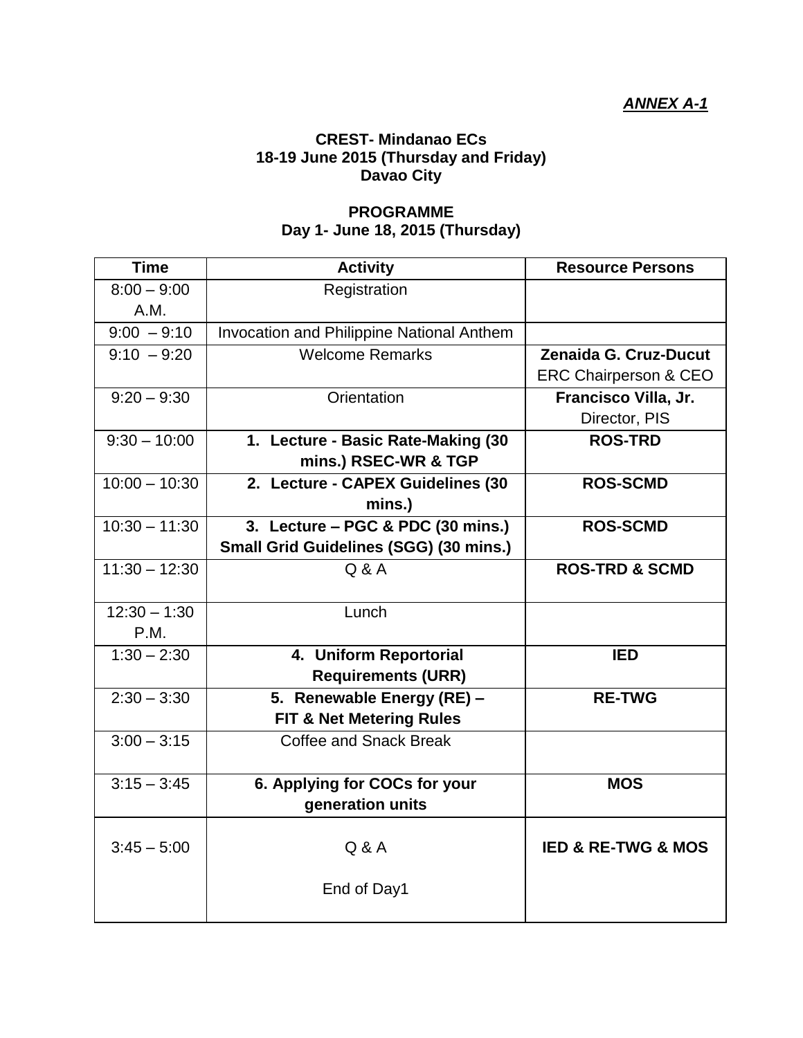***ANNEX A-1***

**CREST- Mindanao ECs**
**18-19 June 2015 (Thursday and Friday)**
**Davao City**

**PROGRAMME**
**Day 1- June 18, 2015 (Thursday)**

| Time | Activity | Resource Persons |
|---|---|---|
| 8:00 – 9:00 A.M. | Registration | |
| 9:00 – 9:10 | Invocation and Philippine National Anthem | |
| 9:10 – 9:20 | Welcome Remarks | **Zenaida G. Cruz-Ducut** ERC Chairperson & CEO |
| 9:20 – 9:30 | Orientation | **Francisco Villa, Jr.** Director, PIS |
| 9:30 – 10:00 | **1. Lecture - Basic Rate-Making (30 mins.) RSEC-WR & TGP** | **ROS-TRD** |
| 10:00 – 10:30 | **2. Lecture - CAPEX Guidelines (30 mins.)** | **ROS-SCMD** |
| 10:30 – 11:30 | **3. Lecture – PGC & PDC (30 mins.) Small Grid Guidelines (SGG) (30 mins.)** | **ROS-SCMD** |
| 11:30 – 12:30 | Q & A | **ROS-TRD & SCMD** |
| 12:30 – 1:30 P.M. | Lunch | |
| 1:30 – 2:30 | **4. Uniform Reportorial Requirements (URR)** | **IED** |
| 2:30 – 3:30 | **5. Renewable Energy (RE) – FIT & Net Metering Rules** | **RE-TWG** |
| 3:00 – 3:15 | Coffee and Snack Break | |
| 3:15 – 3:45 | **6. Applying for COCs for your generation units** | **MOS** |
| 3:45 – 5:00 | Q & A<br><br>End of Day1 | **IED & RE-TWG & MOS** |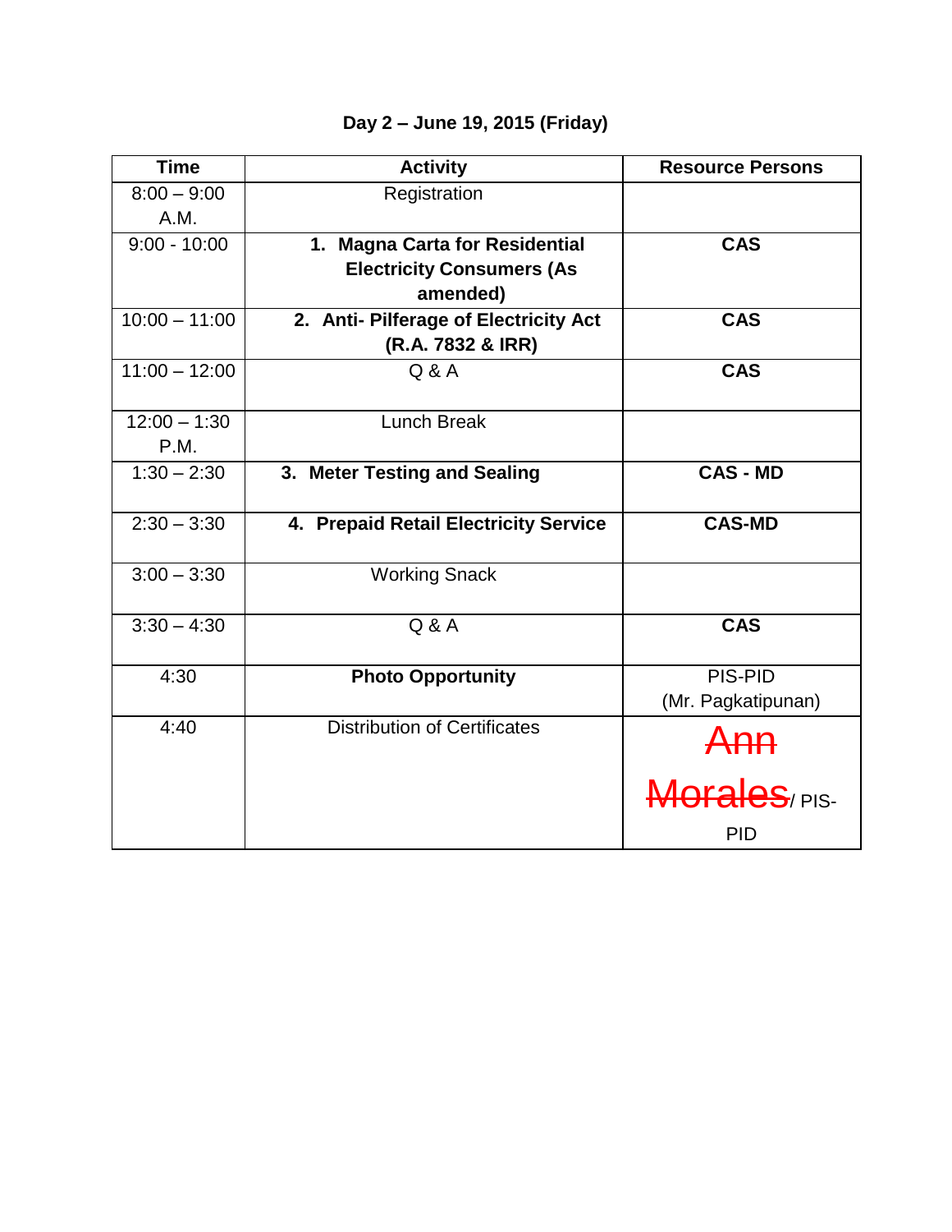**Day 2 – June 19, 2015 (Friday)**

| Time | Activity | Resource Persons |
|---|---|---|
| 8:00 – 9:00 A.M. | Registration | |
| 9:00 - 10:00 | **1. Magna Carta for Residential Electricity Consumers (As amended)** | **CAS** |
| 10:00 – 11:00 | **2. Anti- Pilferage of Electricity Act (R.A. 7832 & IRR)** | **CAS** |
| 11:00 – 12:00 | Q & A | **CAS** |
| 12:00 – 1:30 P.M. | Lunch Break | |
| 1:30 – 2:30 | **3. Meter Testing and Sealing** | **CAS - MD** |
| 2:30 – 3:30 | **4. Prepaid Retail Electricity Service** | **CAS-MD** |
| 3:00 – 3:30 | Working Snack | |
| 3:30 – 4:30 | Q & A | **CAS** |
| 4:30 | **Photo Opportunity** | PIS-PID (Mr. Pagkatipunan) |
| 4:40 | Distribution of Certificates | ~~Ann Morales~~/ PIS-PID |